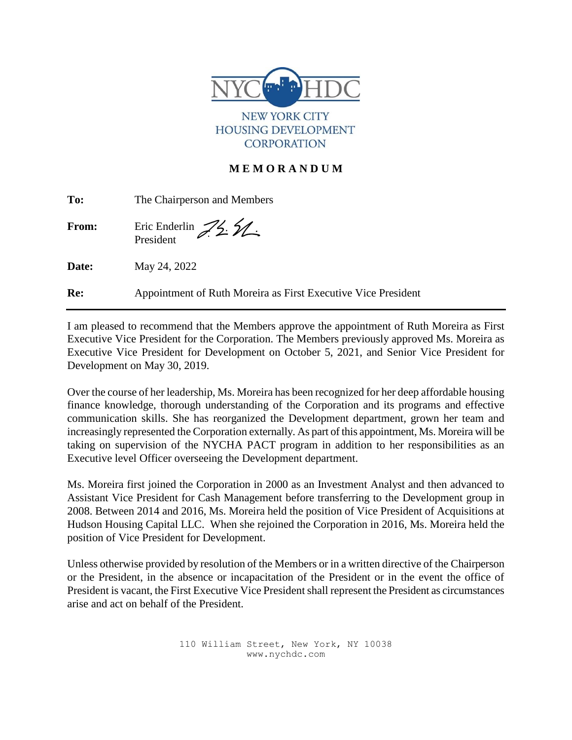NYC HDC

NEW YORK CITY
HOUSING DEVELOPMENT
CORPORATION

## MEMORANDUM

**To:** The Chairperson and Members

**From:** Eric Enderlin
President

**Date:** May 24, 2022

**Re:** Appointment of Ruth Moreira as First Executive Vice President

---

I am pleased to recommend that the Members approve the appointment of Ruth Moreira as First Executive Vice President for the Corporation. The Members previously approved Ms. Moreira as Executive Vice President for Development on October 5, 2021, and Senior Vice President for Development on May 30, 2019.

Over the course of her leadership, Ms. Moreira has been recognized for her deep affordable housing finance knowledge, thorough understanding of the Corporation and its programs and effective communication skills. She has reorganized the Development department, grown her team and increasingly represented the Corporation externally. As part of this appointment, Ms. Moreira will be taking on supervision of the NYCHA PACT program in addition to her responsibilities as an Executive level Officer overseeing the Development department.

Ms. Moreira first joined the Corporation in 2000 as an Investment Analyst and then advanced to Assistant Vice President for Cash Management before transferring to the Development group in 2008. Between 2014 and 2016, Ms. Moreira held the position of Vice President of Acquisitions at Hudson Housing Capital LLC. When she rejoined the Corporation in 2016, Ms. Moreira held the position of Vice President for Development.

Unless otherwise provided by resolution of the Members or in a written directive of the Chairperson or the President, in the absence or incapacitation of the President or in the event the office of President is vacant, the First Executive Vice President shall represent the President as circumstances arise and act on behalf of the President.

110 William Street, New York, NY 10038
www.nychdc.com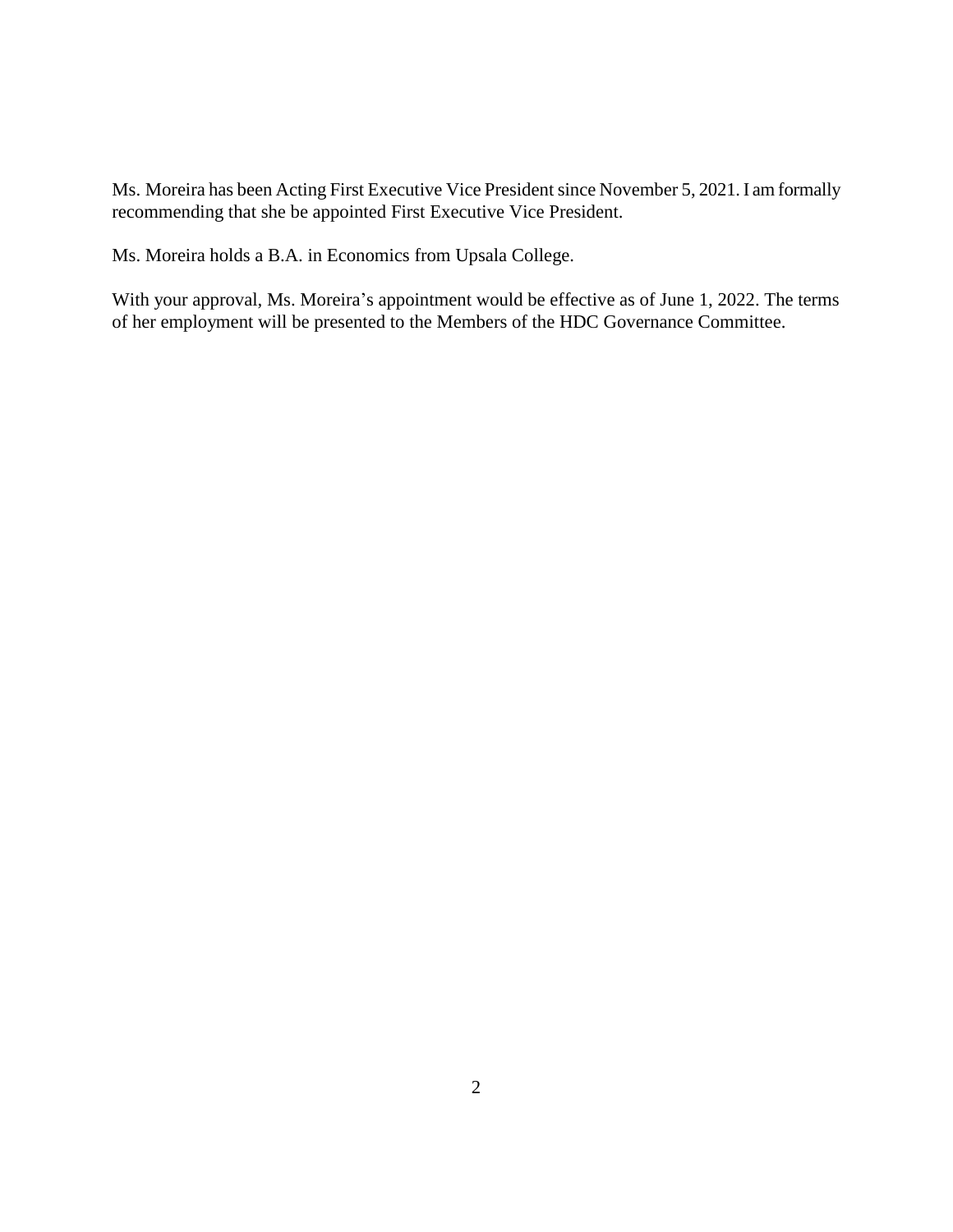Ms. Moreira has been Acting First Executive Vice President since November 5, 2021. I am formally recommending that she be appointed First Executive Vice President.

Ms. Moreira holds a B.A. in Economics from Upsala College.

With your approval, Ms. Moreira's appointment would be effective as of June 1, 2022. The terms of her employment will be presented to the Members of the HDC Governance Committee.